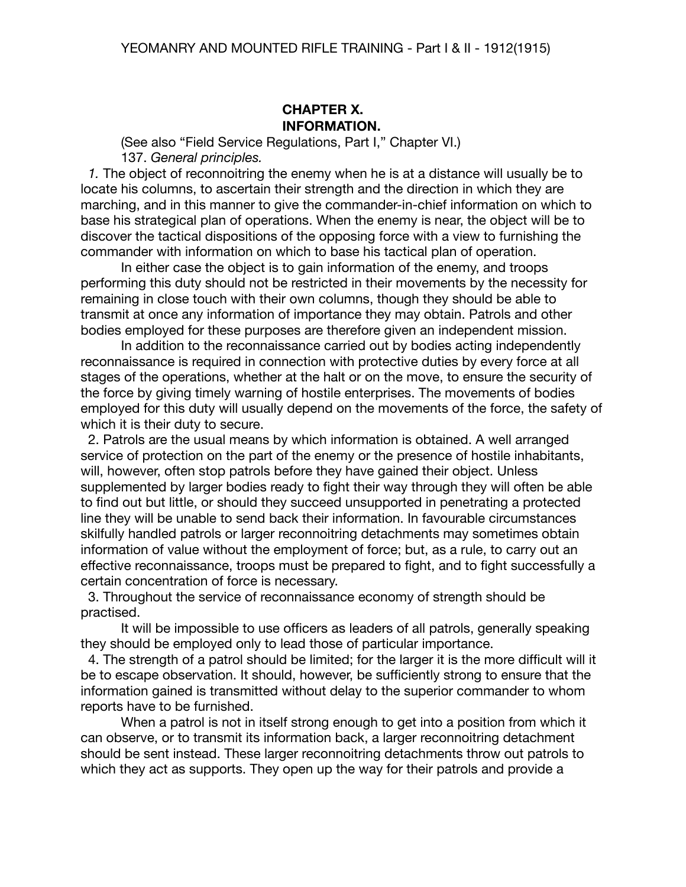## CHAPTER X.
## INFORMATION.

(See also "Field Service Regulations, Part I," Chapter VI.)

137. *General principles.*

*1.* The object of reconnoitring the enemy when he is at a distance will usually be to locate his columns, to ascertain their strength and the direction in which they are marching, and in this manner to give the commander-in-chief information on which to base his strategical plan of operations. When the enemy is near, the object will be to discover the tactical dispositions of the opposing force with a view to furnishing the commander with information on which to base his tactical plan of operation.

In either case the object is to gain information of the enemy, and troops performing this duty should not be restricted in their movements by the necessity for remaining in close touch with their own columns, though they should be able to transmit at once any information of importance they may obtain. Patrols and other bodies employed for these purposes are therefore given an independent mission.

In addition to the reconnaissance carried out by bodies acting independently reconnaissance is required in connection with protective duties by every force at all stages of the operations, whether at the halt or on the move, to ensure the security of the force by giving timely warning of hostile enterprises. The movements of bodies employed for this duty will usually depend on the movements of the force, the safety of which it is their duty to secure.

2. Patrols are the usual means by which information is obtained. A well arranged service of protection on the part of the enemy or the presence of hostile inhabitants, will, however, often stop patrols before they have gained their object. Unless supplemented by larger bodies ready to fight their way through they will often be able to find out but little, or should they succeed unsupported in penetrating a protected line they will be unable to send back their information. In favourable circumstances skilfully handled patrols or larger reconnoitring detachments may sometimes obtain information of value without the employment of force; but, as a rule, to carry out an effective reconnaissance, troops must be prepared to fight, and to fight successfully a certain concentration of force is necessary.

3. Throughout the service of reconnaissance economy of strength should be practised.

It will be impossible to use officers as leaders of all patrols, generally speaking they should be employed only to lead those of particular importance.

4. The strength of a patrol should be limited; for the larger it is the more difficult will it be to escape observation. It should, however, be sufficiently strong to ensure that the information gained is transmitted without delay to the superior commander to whom reports have to be furnished.

When a patrol is not in itself strong enough to get into a position from which it can observe, or to transmit its information back, a larger reconnoitring detachment should be sent instead. These larger reconnoitring detachments throw out patrols to which they act as supports. They open up the way for their patrols and provide a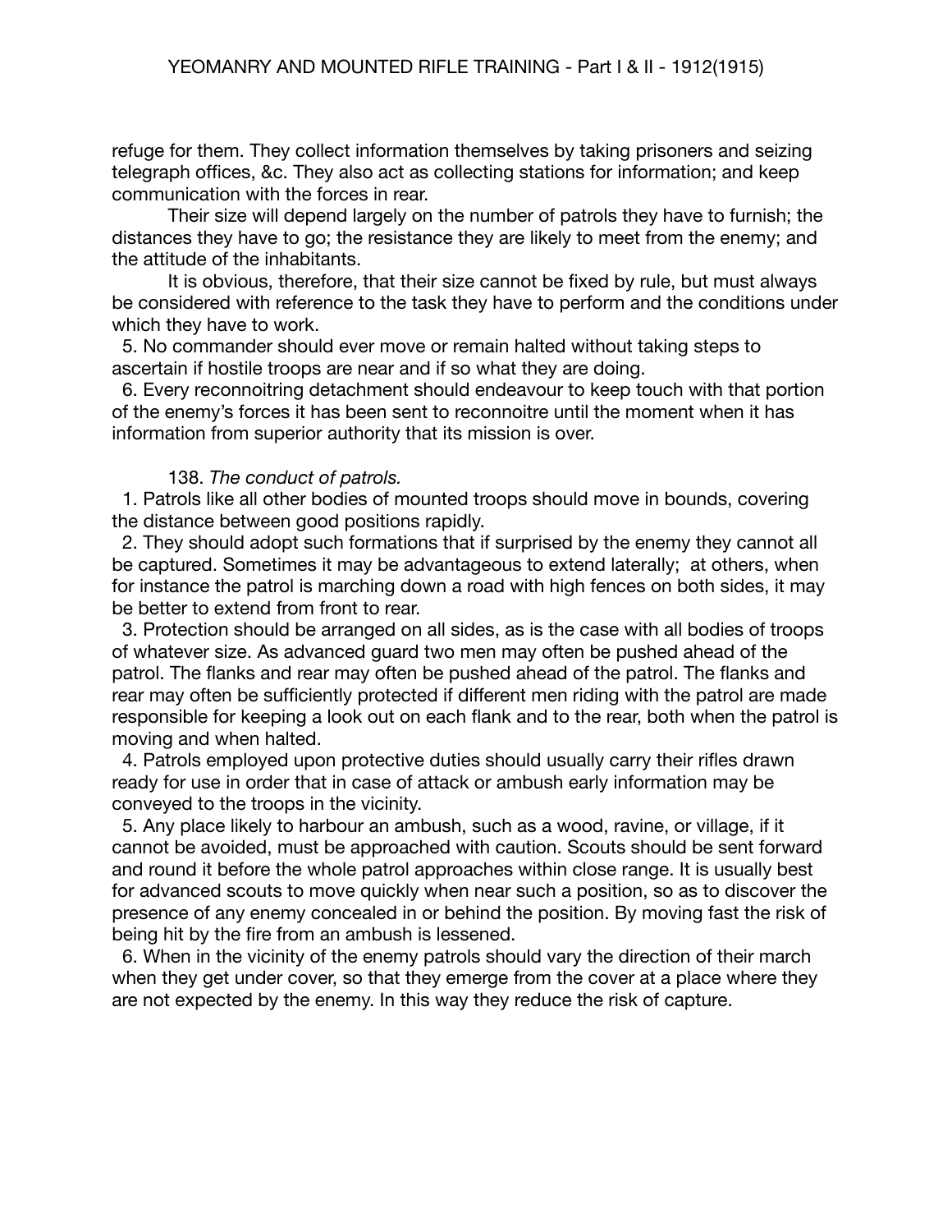refuge for them. They collect information themselves by taking prisoners and seizing telegraph offices, &c. They also act as collecting stations for information; and keep communication with the forces in rear.

Their size will depend largely on the number of patrols they have to furnish; the distances they have to go; the resistance they are likely to meet from the enemy; and the attitude of the inhabitants.

It is obvious, therefore, that their size cannot be fixed by rule, but must always be considered with reference to the task they have to perform and the conditions under which they have to work.

5. No commander should ever move or remain halted without taking steps to ascertain if hostile troops are near and if so what they are doing.

6. Every reconnoitring detachment should endeavour to keep touch with that portion of the enemy's forces it has been sent to reconnoitre until the moment when it has information from superior authority that its mission is over.

138. *The conduct of patrols.*

1. Patrols like all other bodies of mounted troops should move in bounds, covering the distance between good positions rapidly.

2. They should adopt such formations that if surprised by the enemy they cannot all be captured. Sometimes it may be advantageous to extend laterally; at others, when for instance the patrol is marching down a road with high fences on both sides, it may be better to extend from front to rear.

3. Protection should be arranged on all sides, as is the case with all bodies of troops of whatever size. As advanced guard two men may often be pushed ahead of the patrol. The flanks and rear may often be pushed ahead of the patrol. The flanks and rear may often be sufficiently protected if different men riding with the patrol are made responsible for keeping a look out on each flank and to the rear, both when the patrol is moving and when halted.

4. Patrols employed upon protective duties should usually carry their rifles drawn ready for use in order that in case of attack or ambush early information may be conveyed to the troops in the vicinity.

5. Any place likely to harbour an ambush, such as a wood, ravine, or village, if it cannot be avoided, must be approached with caution. Scouts should be sent forward and round it before the whole patrol approaches within close range. It is usually best for advanced scouts to move quickly when near such a position, so as to discover the presence of any enemy concealed in or behind the position. By moving fast the risk of being hit by the fire from an ambush is lessened.

6. When in the vicinity of the enemy patrols should vary the direction of their march when they get under cover, so that they emerge from the cover at a place where they are not expected by the enemy. In this way they reduce the risk of capture.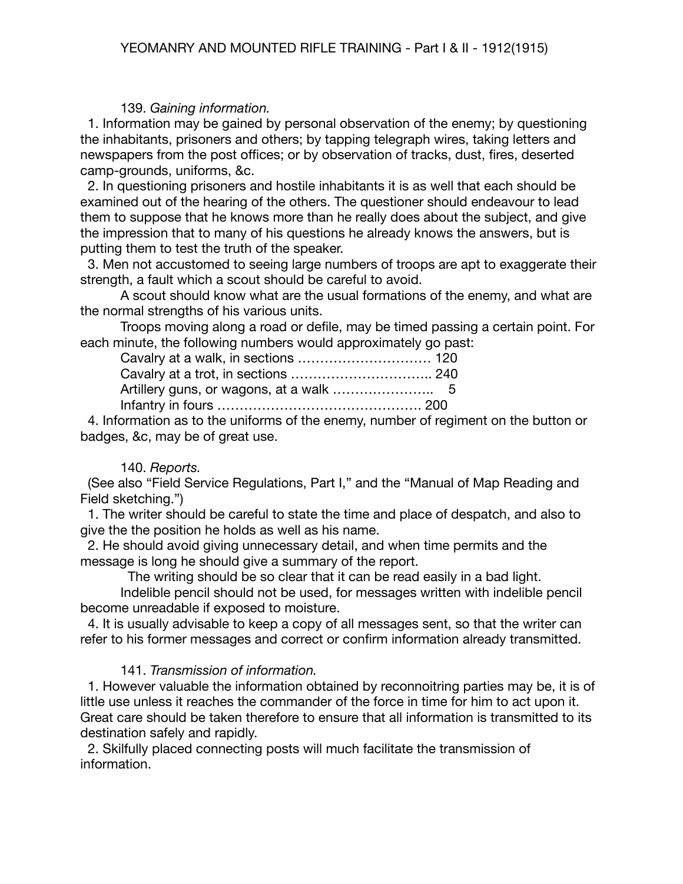139. *Gaining information.*

1. Information may be gained by personal observation of the enemy; by questioning the inhabitants, prisoners and others; by tapping telegraph wires, taking letters and newspapers from the post offices; or by observation of tracks, dust, fires, deserted camp-grounds, uniforms, &c.

2. In questioning prisoners and hostile inhabitants it is as well that each should be examined out of the hearing of the others. The questioner should endeavour to lead them to suppose that he knows more than he really does about the subject, and give the impression that to many of his questions he already knows the answers, but is putting them to test the truth of the speaker.

3. Men not accustomed to seeing large numbers of troops are apt to exaggerate their strength, a fault which a scout should be careful to avoid.

A scout should know what are the usual formations of the enemy, and what are the normal strengths of his various units.

Troops moving along a road or defile, may be timed passing a certain point. For each minute, the following numbers would approximately go past:

Cavalry at a walk, in sections ………………………… 120
Cavalry at a trot, in sections ………………………….. 240
Artillery guns, or wagons, at a walk ………………….. 5
Infantry in fours ………………………………………. 200

4. Information as to the uniforms of the enemy, number of regiment on the button or badges, &c, may be of great use.

140. *Reports.*

(See also "Field Service Regulations, Part I," and the "Manual of Map Reading and Field sketching.")

1. The writer should be careful to state the time and place of despatch, and also to give the the position he holds as well as his name.

2. He should avoid giving unnecessary detail, and when time permits and the message is long he should give a summary of the report.

The writing should be so clear that it can be read easily in a bad light.

Indelible pencil should not be used, for messages written with indelible pencil become unreadable if exposed to moisture.

4. It is usually advisable to keep a copy of all messages sent, so that the writer can refer to his former messages and correct or confirm information already transmitted.

141. *Transmission of information.*

1. However valuable the information obtained by reconnoitring parties may be, it is of little use unless it reaches the commander of the force in time for him to act upon it. Great care should be taken therefore to ensure that all information is transmitted to its destination safely and rapidly.

2. Skilfully placed connecting posts will much facilitate the transmission of information.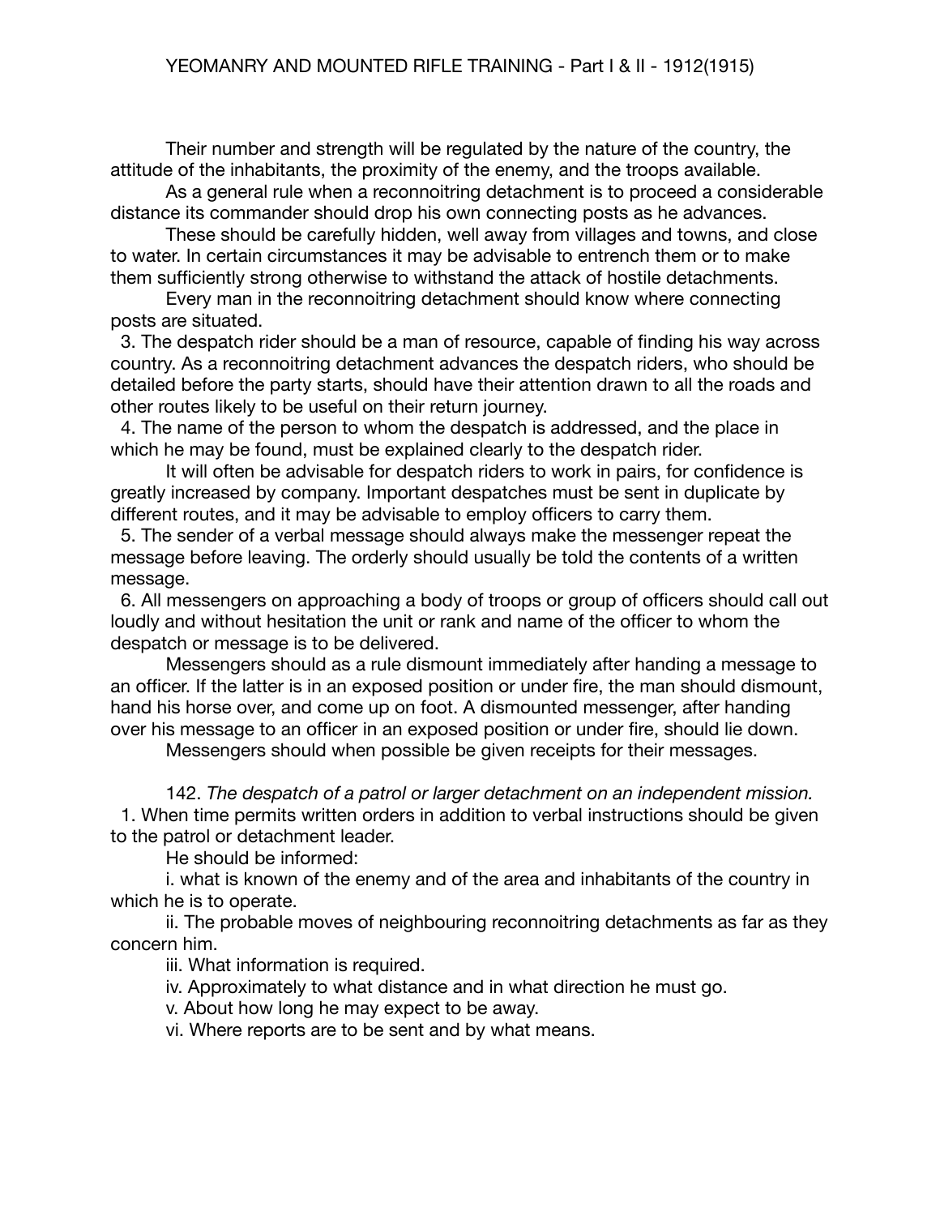Their number and strength will be regulated by the nature of the country, the attitude of the inhabitants, the proximity of the enemy, and the troops available.

As a general rule when a reconnoitring detachment is to proceed a considerable distance its commander should drop his own connecting posts as he advances.

These should be carefully hidden, well away from villages and towns, and close to water. In certain circumstances it may be advisable to entrench them or to make them sufficiently strong otherwise to withstand the attack of hostile detachments.

Every man in the reconnoitring detachment should know where connecting posts are situated.

3. The despatch rider should be a man of resource, capable of finding his way across country. As a reconnoitring detachment advances the despatch riders, who should be detailed before the party starts, should have their attention drawn to all the roads and other routes likely to be useful on their return journey.

4. The name of the person to whom the despatch is addressed, and the place in which he may be found, must be explained clearly to the despatch rider.

It will often be advisable for despatch riders to work in pairs, for confidence is greatly increased by company. Important despatches must be sent in duplicate by different routes, and it may be advisable to employ officers to carry them.

5. The sender of a verbal message should always make the messenger repeat the message before leaving. The orderly should usually be told the contents of a written message.

6. All messengers on approaching a body of troops or group of officers should call out loudly and without hesitation the unit or rank and name of the officer to whom the despatch or message is to be delivered.

Messengers should as a rule dismount immediately after handing a message to an officer. If the latter is in an exposed position or under fire, the man should dismount, hand his horse over, and come up on foot. A dismounted messenger, after handing over his message to an officer in an exposed position or under fire, should lie down.

Messengers should when possible be given receipts for their messages.

142. *The despatch of a patrol or larger detachment on an independent mission.*

1. When time permits written orders in addition to verbal instructions should be given to the patrol or detachment leader.

He should be informed:

i. what is known of the enemy and of the area and inhabitants of the country in which he is to operate.

ii. The probable moves of neighbouring reconnoitring detachments as far as they concern him.

iii. What information is required.

iv. Approximately to what distance and in what direction he must go.

v. About how long he may expect to be away.

vi. Where reports are to be sent and by what means.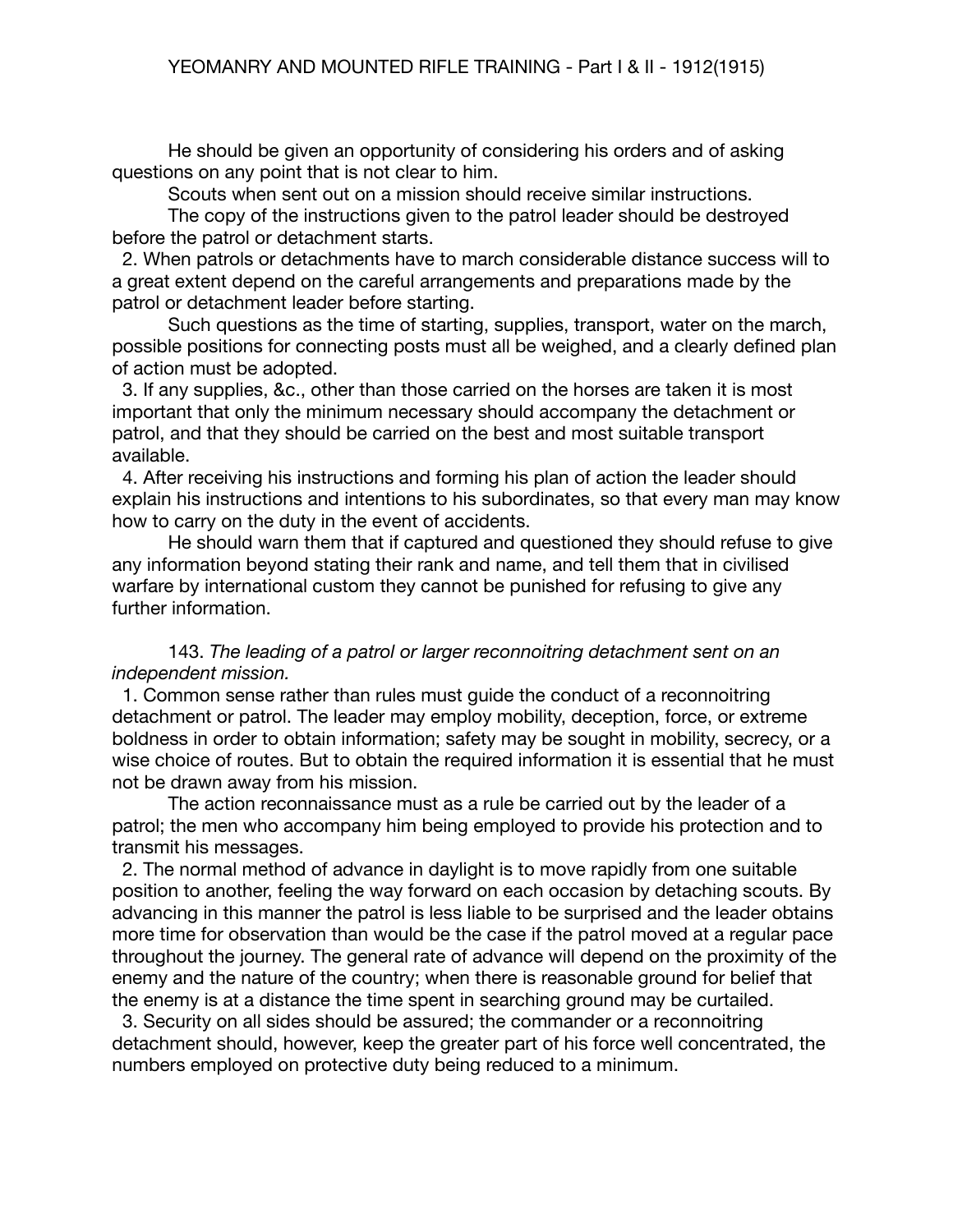He should be given an opportunity of considering his orders and of asking questions on any point that is not clear to him.

Scouts when sent out on a mission should receive similar instructions.

The copy of the instructions given to the patrol leader should be destroyed before the patrol or detachment starts.

2. When patrols or detachments have to march considerable distance success will to a great extent depend on the careful arrangements and preparations made by the patrol or detachment leader before starting.

Such questions as the time of starting, supplies, transport, water on the march, possible positions for connecting posts must all be weighed, and a clearly defined plan of action must be adopted.

3. If any supplies, &c., other than those carried on the horses are taken it is most important that only the minimum necessary should accompany the detachment or patrol, and that they should be carried on the best and most suitable transport available.

4. After receiving his instructions and forming his plan of action the leader should explain his instructions and intentions to his subordinates, so that every man may know how to carry on the duty in the event of accidents.

He should warn them that if captured and questioned they should refuse to give any information beyond stating their rank and name, and tell them that in civilised warfare by international custom they cannot be punished for refusing to give any further information.

143. *The leading of a patrol or larger reconnoitring detachment sent on an independent mission.*

1. Common sense rather than rules must guide the conduct of a reconnoitring detachment or patrol. The leader may employ mobility, deception, force, or extreme boldness in order to obtain information; safety may be sought in mobility, secrecy, or a wise choice of routes. But to obtain the required information it is essential that he must not be drawn away from his mission.

The action reconnaissance must as a rule be carried out by the leader of a patrol; the men who accompany him being employed to provide his protection and to transmit his messages.

2. The normal method of advance in daylight is to move rapidly from one suitable position to another, feeling the way forward on each occasion by detaching scouts. By advancing in this manner the patrol is less liable to be surprised and the leader obtains more time for observation than would be the case if the patrol moved at a regular pace throughout the journey. The general rate of advance will depend on the proximity of the enemy and the nature of the country; when there is reasonable ground for belief that the enemy is at a distance the time spent in searching ground may be curtailed.

3. Security on all sides should be assured; the commander or a reconnoitring detachment should, however, keep the greater part of his force well concentrated, the numbers employed on protective duty being reduced to a minimum.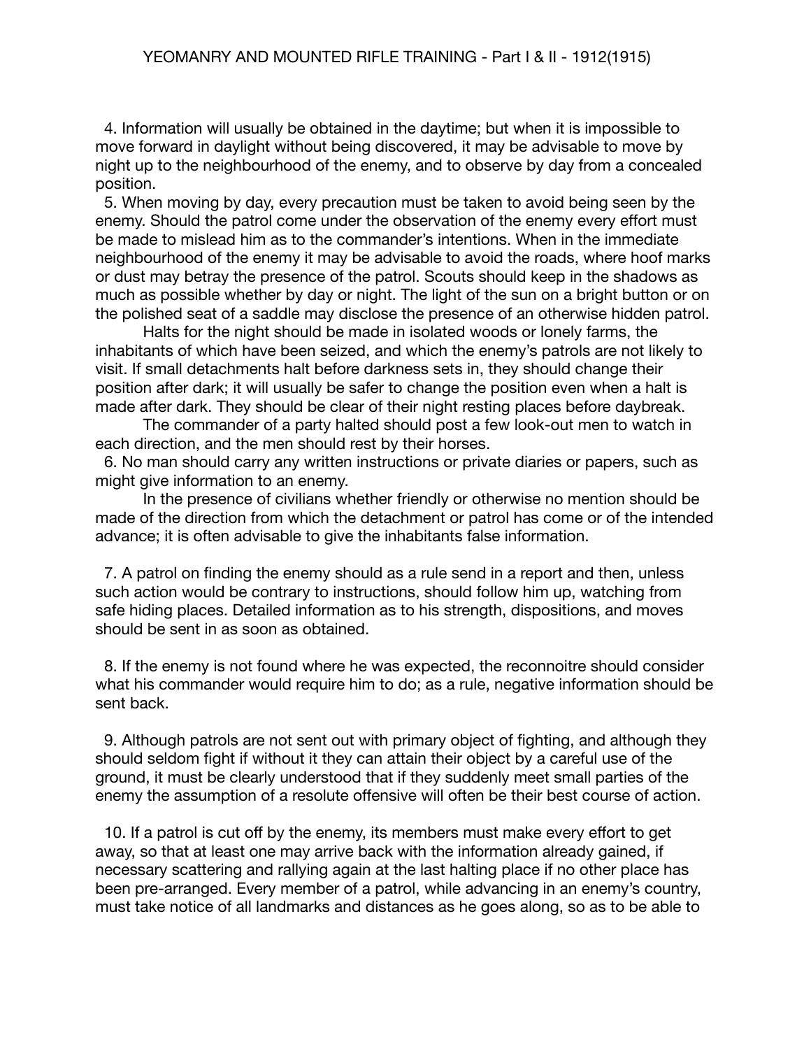4. Information will usually be obtained in the daytime; but when it is impossible to move forward in daylight without being discovered, it may be advisable to move by night up to the neighbourhood of the enemy, and to observe by day from a concealed position.

5. When moving by day, every precaution must be taken to avoid being seen by the enemy. Should the patrol come under the observation of the enemy every effort must be made to mislead him as to the commander's intentions. When in the immediate neighbourhood of the enemy it may be advisable to avoid the roads, where hoof marks or dust may betray the presence of the patrol. Scouts should keep in the shadows as much as possible whether by day or night. The light of the sun on a bright button or on the polished seat of a saddle may disclose the presence of an otherwise hidden patrol.

Halts for the night should be made in isolated woods or lonely farms, the inhabitants of which have been seized, and which the enemy's patrols are not likely to visit. If small detachments halt before darkness sets in, they should change their position after dark; it will usually be safer to change the position even when a halt is made after dark. They should be clear of their night resting places before daybreak.

The commander of a party halted should post a few look-out men to watch in each direction, and the men should rest by their horses.

6. No man should carry any written instructions or private diaries or papers, such as might give information to an enemy.

In the presence of civilians whether friendly or otherwise no mention should be made of the direction from which the detachment or patrol has come or of the intended advance; it is often advisable to give the inhabitants false information.

7. A patrol on finding the enemy should as a rule send in a report and then, unless such action would be contrary to instructions, should follow him up, watching from safe hiding places. Detailed information as to his strength, dispositions, and moves should be sent in as soon as obtained.

8. If the enemy is not found where he was expected, the reconnoitre should consider what his commander would require him to do; as a rule, negative information should be sent back.

9. Although patrols are not sent out with primary object of fighting, and although they should seldom fight if without it they can attain their object by a careful use of the ground, it must be clearly understood that if they suddenly meet small parties of the enemy the assumption of a resolute offensive will often be their best course of action.

10. If a patrol is cut off by the enemy, its members must make every effort to get away, so that at least one may arrive back with the information already gained, if necessary scattering and rallying again at the last halting place if no other place has been pre-arranged. Every member of a patrol, while advancing in an enemy's country, must take notice of all landmarks and distances as he goes along, so as to be able to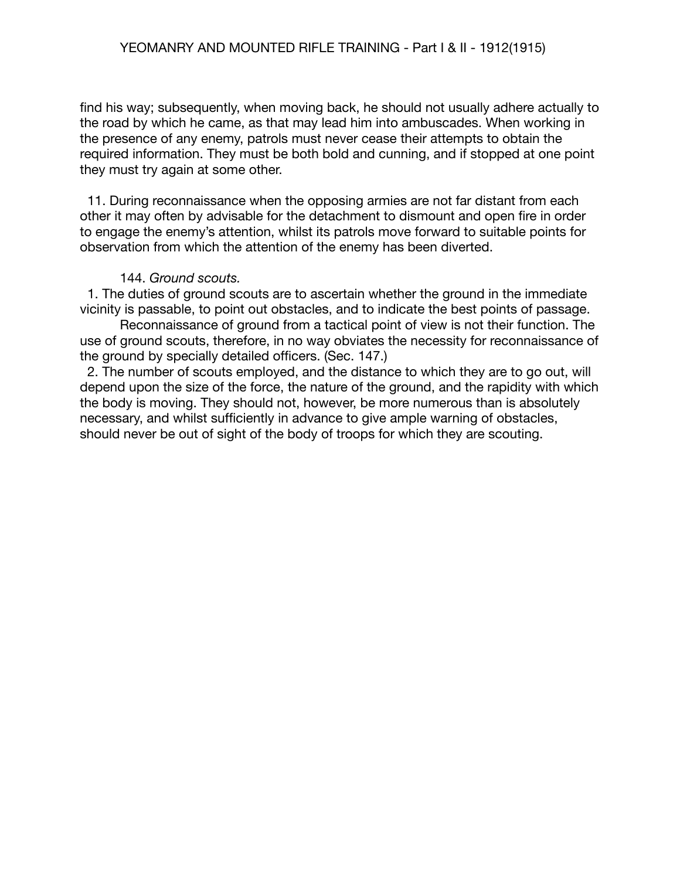find his way; subsequently, when moving back, he should not usually adhere actually to the road by which he came, as that may lead him into ambuscades. When working in the presence of any enemy, patrols must never cease their attempts to obtain the required information. They must be both bold and cunning, and if stopped at one point they must try again at some other.

11. During reconnaissance when the opposing armies are not far distant from each other it may often by advisable for the detachment to dismount and open fire in order to engage the enemy's attention, whilst its patrols move forward to suitable points for observation from which the attention of the enemy has been diverted.

144. *Ground scouts.*

1. The duties of ground scouts are to ascertain whether the ground in the immediate vicinity is passable, to point out obstacles, and to indicate the best points of passage.

Reconnaissance of ground from a tactical point of view is not their function. The use of ground scouts, therefore, in no way obviates the necessity for reconnaissance of the ground by specially detailed officers. (Sec. 147.)

2. The number of scouts employed, and the distance to which they are to go out, will depend upon the size of the force, the nature of the ground, and the rapidity with which the body is moving. They should not, however, be more numerous than is absolutely necessary, and whilst sufficiently in advance to give ample warning of obstacles, should never be out of sight of the body of troops for which they are scouting.